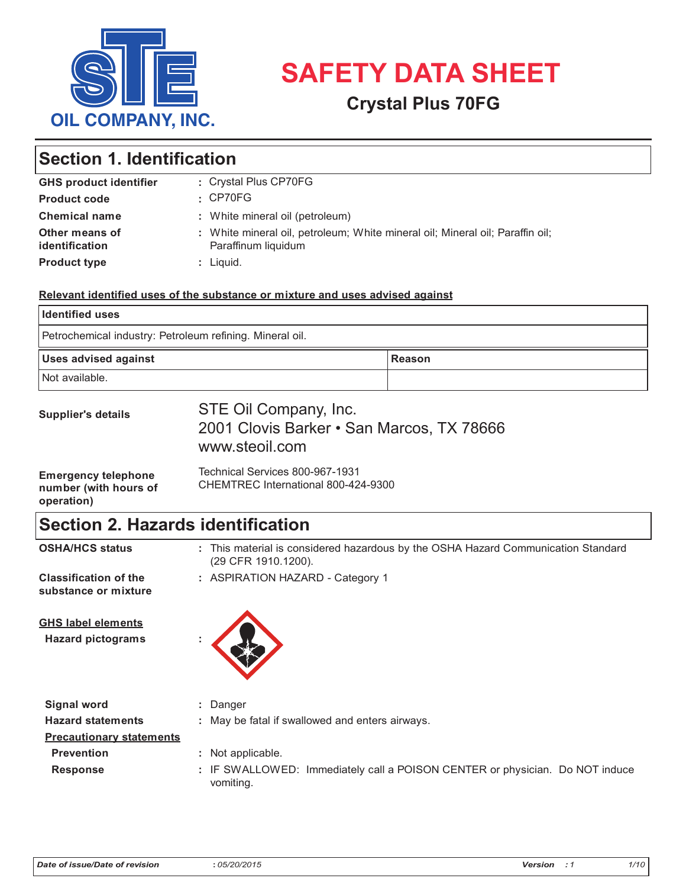# SAFETY DATA SHEET

## Crystal Plus 70FG

STE OIL COMPANY, INC.

## Section 1. Identification

**GHS product identifier** : Crystal Plus CP70FG

**Product code** : CP70FG

**Chemical name** : White mineral oil (petroleum)

**Other means of identification** : White mineral oil, petroleum; White mineral oil; Mineral oil; Paraffin oil; Paraffinum liquidum

**Product type** : Liquid.

**Relevant identified uses of the substance or mixture and uses advised against**

| Identified uses | |
|---|---|
| Petrochemical industry: Petroleum refining. Mineral oil. | |

| Uses advised against | Reason |
|---|---|
| Not available. | |

**Supplier's details**

STE Oil Company, Inc.
2001 Clovis Barker • San Marcos, TX 78666
www.steoil.com

**Emergency telephone number (with hours of operation)**

Technical Services 800-967-1931
CHEMTREC International 800-424-9300

## Section 2. Hazards identification

**OSHA/HCS status** : This material is considered hazardous by the OSHA Hazard Communication Standard (29 CFR 1910.1200).

**Classification of the substance or mixture** : ASPIRATION HAZARD - Category 1

**GHS label elements**

**Hazard pictograms** :

**Signal word** : Danger

**Hazard statements** : May be fatal if swallowed and enters airways.

**Precautionary statements**

**Prevention** : Not applicable.

**Response** : IF SWALLOWED: Immediately call a POISON CENTER or physician. Do NOT induce vomiting.

*Date of issue/Date of revision* : *05/20/2015* *Version* : *1*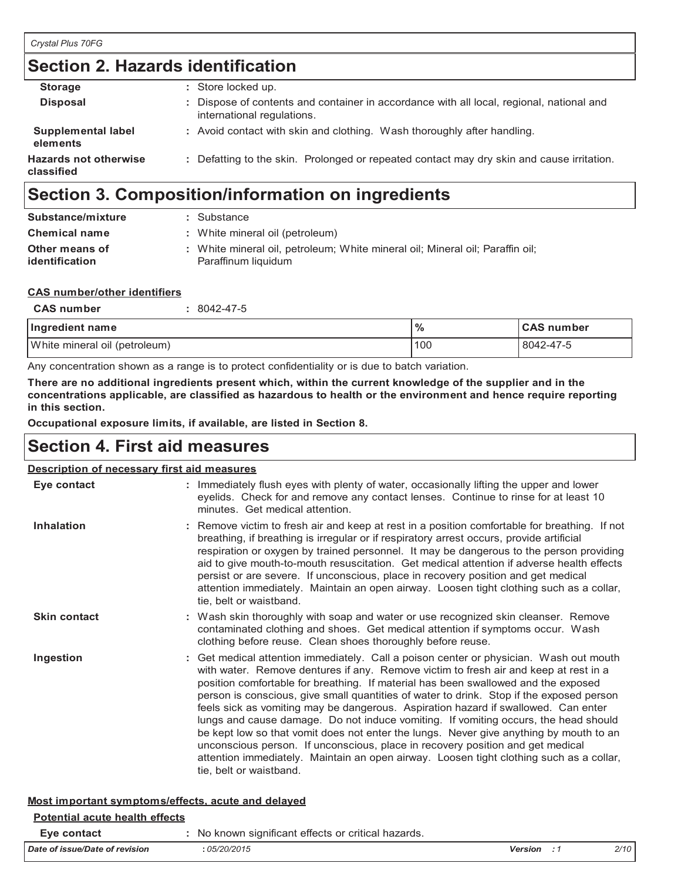## Section 2. Hazards identification

| | |
|---|---|
| **Storage** | : Store locked up. |
| **Disposal** | : Dispose of contents and container in accordance with all local, regional, national and international regulations. |
| **Supplemental label elements** | : Avoid contact with skin and clothing. Wash thoroughly after handling. |
| **Hazards not otherwise classified** | : Defatting to the skin. Prolonged or repeated contact may dry skin and cause irritation. |

## Section 3. Composition/information on ingredients

| | |
|---|---|
| **Substance/mixture** | : Substance |
| **Chemical name** | : White mineral oil (petroleum) |
| **Other means of identification** | : White mineral oil, petroleum; White mineral oil; Mineral oil; Paraffin oil; Paraffinum liquidum |

**CAS number/other identifiers**

**CAS number** : 8042-47-5

| Ingredient name | % | CAS number |
|---|---|---|
| White mineral oil (petroleum) | 100 | 8042-47-5 |

Any concentration shown as a range is to protect confidentiality or is due to batch variation.

**There are no additional ingredients present which, within the current knowledge of the supplier and in the concentrations applicable, are classified as hazardous to health or the environment and hence require reporting in this section.**

**Occupational exposure limits, if available, are listed in Section 8.**

## Section 4. First aid measures

**Description of necessary first aid measures**

| | |
|---|---|
| **Eye contact** | : Immediately flush eyes with plenty of water, occasionally lifting the upper and lower eyelids. Check for and remove any contact lenses. Continue to rinse for at least 10 minutes. Get medical attention. |
| **Inhalation** | : Remove victim to fresh air and keep at rest in a position comfortable for breathing. If not breathing, if breathing is irregular or if respiratory arrest occurs, provide artificial respiration or oxygen by trained personnel. It may be dangerous to the person providing aid to give mouth-to-mouth resuscitation. Get medical attention if adverse health effects persist or are severe. If unconscious, place in recovery position and get medical attention immediately. Maintain an open airway. Loosen tight clothing such as a collar, tie, belt or waistband. |
| **Skin contact** | : Wash skin thoroughly with soap and water or use recognized skin cleanser. Remove contaminated clothing and shoes. Get medical attention if symptoms occur. Wash clothing before reuse. Clean shoes thoroughly before reuse. |
| **Ingestion** | : Get medical attention immediately. Call a poison center or physician. Wash out mouth with water. Remove dentures if any. Remove victim to fresh air and keep at rest in a position comfortable for breathing. If material has been swallowed and the exposed person is conscious, give small quantities of water to drink. Stop if the exposed person feels sick as vomiting may be dangerous. Aspiration hazard if swallowed. Can enter lungs and cause damage. Do not induce vomiting. If vomiting occurs, the head should be kept low so that vomit does not enter the lungs. Never give anything by mouth to an unconscious person. If unconscious, place in recovery position and get medical attention immediately. Maintain an open airway. Loosen tight clothing such as a collar, tie, belt or waistband. |

**Most important symptoms/effects, acute and delayed**

**Potential acute health effects**

| | |
|---|---|
| **Eye contact** | : No known significant effects or critical hazards. |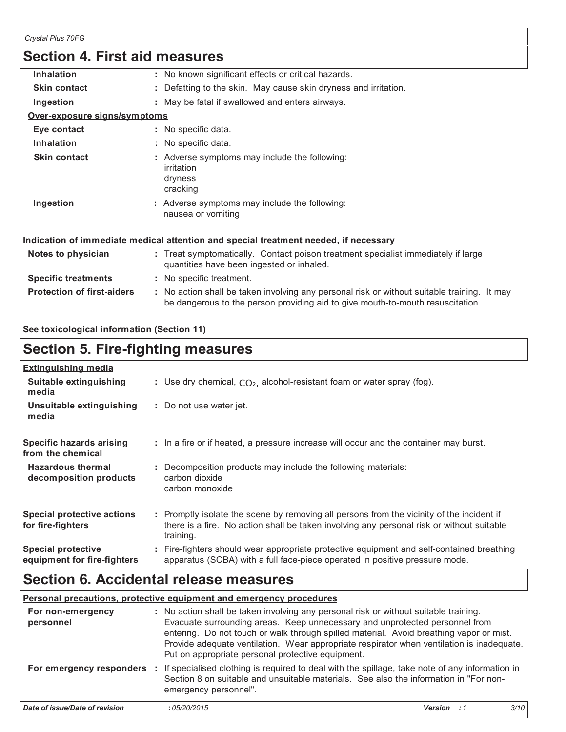## Section 4. First aid measures

| | |
|---|---|
| **Inhalation** | : No known significant effects or critical hazards. |
| **Skin contact** | : Defatting to the skin. May cause skin dryness and irritation. |
| **Ingestion** | : May be fatal if swallowed and enters airways. |

**Over-exposure signs/symptoms**

| | |
|---|---|
| **Eye contact** | : No specific data. |
| **Inhalation** | : No specific data. |
| **Skin contact** | : Adverse symptoms may include the following: irritation dryness cracking |
| **Ingestion** | : Adverse symptoms may include the following: nausea or vomiting |

**Indication of immediate medical attention and special treatment needed, if necessary**

| | |
|---|---|
| **Notes to physician** | : Treat symptomatically. Contact poison treatment specialist immediately if large quantities have been ingested or inhaled. |
| **Specific treatments** | : No specific treatment. |
| **Protection of first-aiders** | : No action shall be taken involving any personal risk or without suitable training. It may be dangerous to the person providing aid to give mouth-to-mouth resuscitation. |

**See toxicological information (Section 11)**

## Section 5. Fire-fighting measures

**Extinguishing media**

| | |
|---|---|
| **Suitable extinguishing media** | : Use dry chemical, $CO_2$, alcohol-resistant foam or water spray (fog). |
| **Unsuitable extinguishing media** | : Do not use water jet. |
| **Specific hazards arising from the chemical** | : In a fire or if heated, a pressure increase will occur and the container may burst. |
| **Hazardous thermal decomposition products** | : Decomposition products may include the following materials: carbon dioxide carbon monoxide |
| **Special protective actions for fire-fighters** | : Promptly isolate the scene by removing all persons from the vicinity of the incident if there is a fire. No action shall be taken involving any personal risk or without suitable training. |
| **Special protective equipment for fire-fighters** | : Fire-fighters should wear appropriate protective equipment and self-contained breathing apparatus (SCBA) with a full face-piece operated in positive pressure mode. |

## Section 6. Accidental release measures

**Personal precautions, protective equipment and emergency procedures**

| | |
|---|---|
| **For non-emergency personnel** | : No action shall be taken involving any personal risk or without suitable training. Evacuate surrounding areas. Keep unnecessary and unprotected personnel from entering. Do not touch or walk through spilled material. Avoid breathing vapor or mist. Provide adequate ventilation. Wear appropriate respirator when ventilation is inadequate. Put on appropriate personal protective equipment. |
| **For emergency responders** | : If specialised clothing is required to deal with the spillage, take note of any information in Section 8 on suitable and unsuitable materials. See also the information in "For non-emergency personnel". |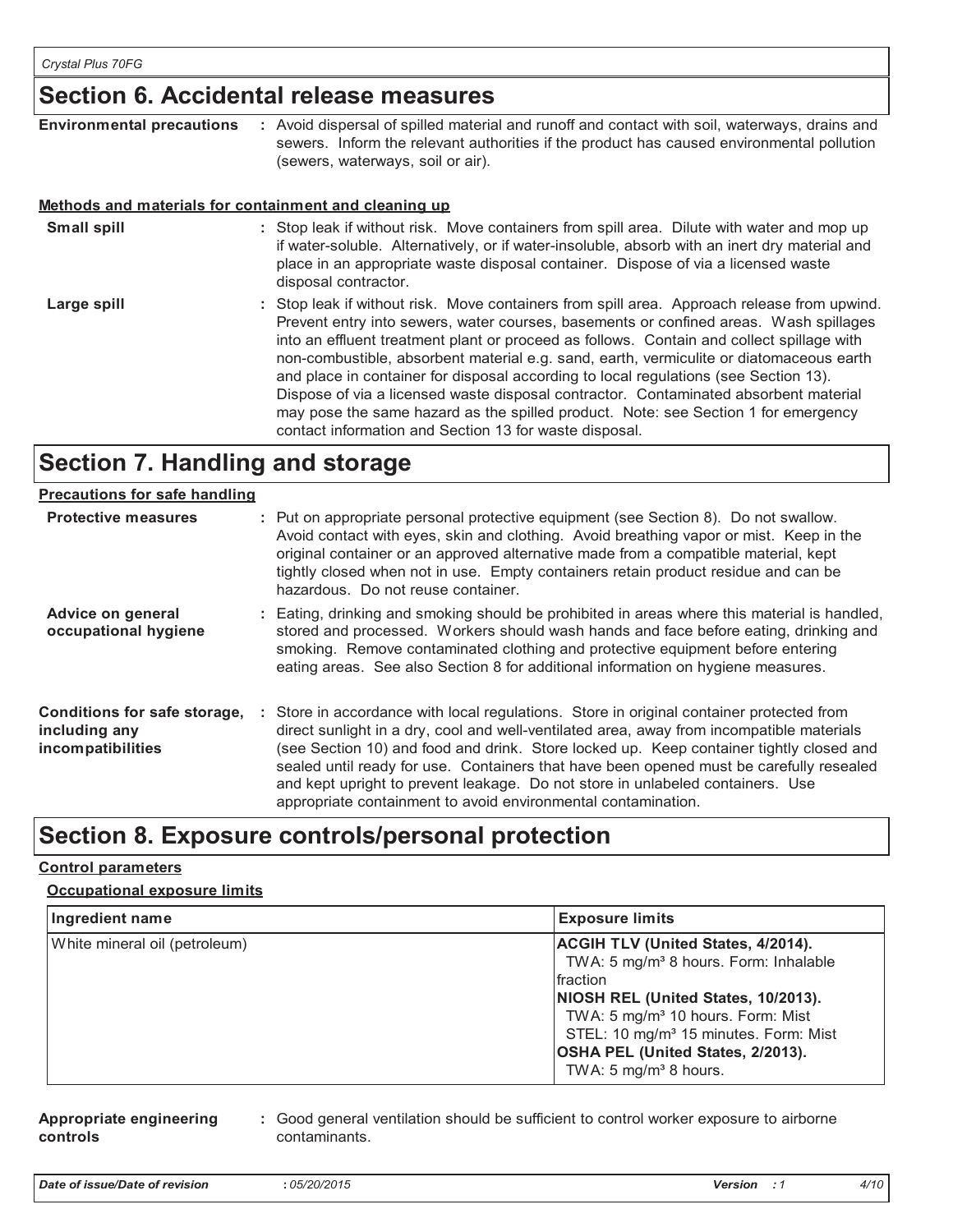## Section 6. Accidental release measures

**Environmental precautions** : Avoid dispersal of spilled material and runoff and contact with soil, waterways, drains and sewers. Inform the relevant authorities if the product has caused environmental pollution (sewers, waterways, soil or air).

**Methods and materials for containment and cleaning up**

**Small spill** : Stop leak if without risk. Move containers from spill area. Dilute with water and mop up if water-soluble. Alternatively, or if water-insoluble, absorb with an inert dry material and place in an appropriate waste disposal container. Dispose of via a licensed waste disposal contractor.

**Large spill** : Stop leak if without risk. Move containers from spill area. Approach release from upwind. Prevent entry into sewers, water courses, basements or confined areas. Wash spillages into an effluent treatment plant or proceed as follows. Contain and collect spillage with non-combustible, absorbent material e.g. sand, earth, vermiculite or diatomaceous earth and place in container for disposal according to local regulations (see Section 13). Dispose of via a licensed waste disposal contractor. Contaminated absorbent material may pose the same hazard as the spilled product. Note: see Section 1 for emergency contact information and Section 13 for waste disposal.

## Section 7. Handling and storage

**Precautions for safe handling**

**Protective measures** : Put on appropriate personal protective equipment (see Section 8). Do not swallow. Avoid contact with eyes, skin and clothing. Avoid breathing vapor or mist. Keep in the original container or an approved alternative made from a compatible material, kept tightly closed when not in use. Empty containers retain product residue and can be hazardous. Do not reuse container.

**Advice on general occupational hygiene** : Eating, drinking and smoking should be prohibited in areas where this material is handled, stored and processed. Workers should wash hands and face before eating, drinking and smoking. Remove contaminated clothing and protective equipment before entering eating areas. See also Section 8 for additional information on hygiene measures.

**Conditions for safe storage, including any incompatibilities** : Store in accordance with local regulations. Store in original container protected from direct sunlight in a dry, cool and well-ventilated area, away from incompatible materials (see Section 10) and food and drink. Store locked up. Keep container tightly closed and sealed until ready for use. Containers that have been opened must be carefully resealed and kept upright to prevent leakage. Do not store in unlabeled containers. Use appropriate containment to avoid environmental contamination.

## Section 8. Exposure controls/personal protection

**Control parameters**

**Occupational exposure limits**

| Ingredient name | Exposure limits |
|---|---|
| White mineral oil (petroleum) | **ACGIH TLV (United States, 4/2014).**<br>TWA: 5 mg/m³ 8 hours. Form: Inhalable fraction<br>**NIOSH REL (United States, 10/2013).**<br>TWA: 5 mg/m³ 10 hours. Form: Mist<br>STEL: 10 mg/m³ 15 minutes. Form: Mist<br>**OSHA PEL (United States, 2/2013).**<br>TWA: 5 mg/m³ 8 hours. |

**Appropriate engineering controls** : Good general ventilation should be sufficient to control worker exposure to airborne contaminants.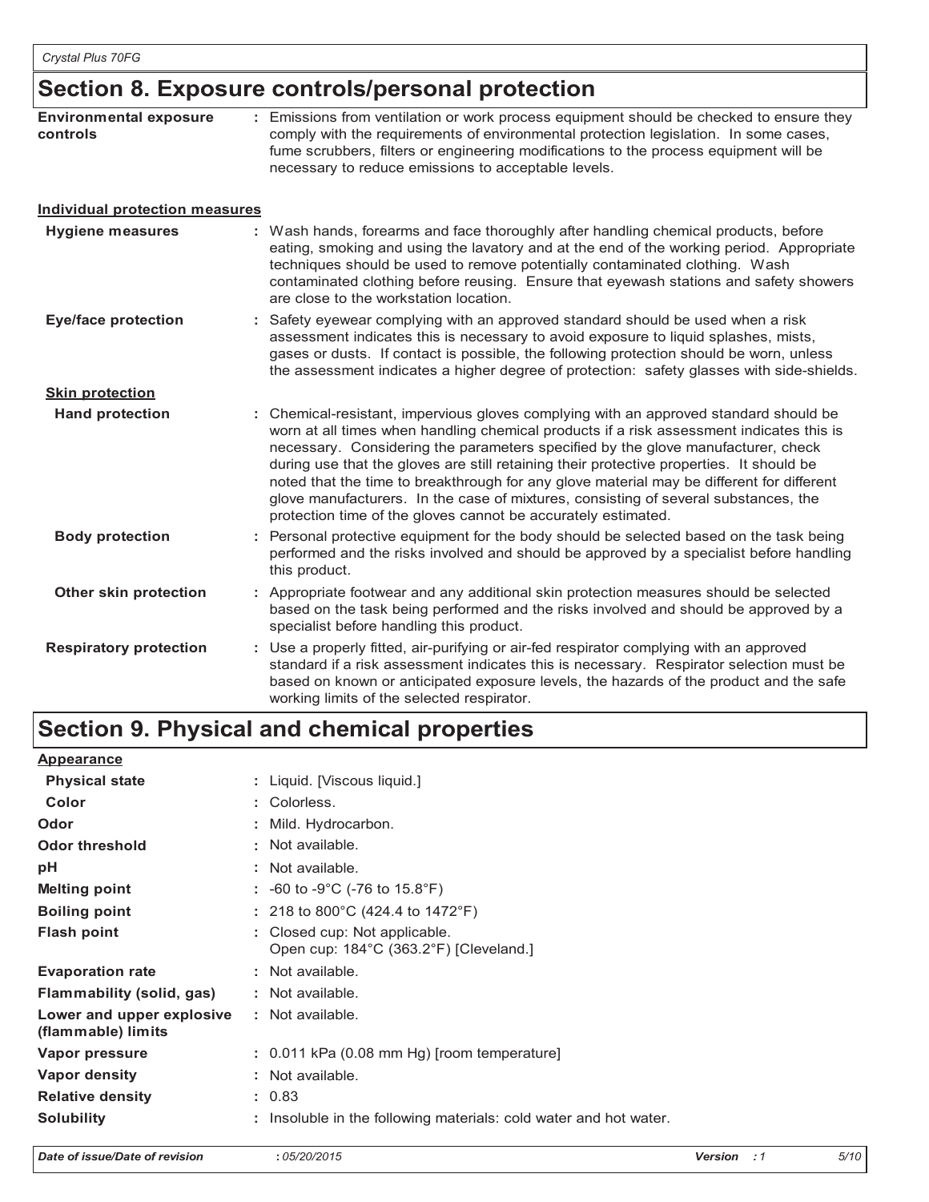## Section 8. Exposure controls/personal protection

| | |
|---|---|
| **Environmental exposure controls** | : Emissions from ventilation or work process equipment should be checked to ensure they comply with the requirements of environmental protection legislation. In some cases, fume scrubbers, filters or engineering modifications to the process equipment will be necessary to reduce emissions to acceptable levels. |

**Individual protection measures**

| | |
|---|---|
| **Hygiene measures** | : Wash hands, forearms and face thoroughly after handling chemical products, before eating, smoking and using the lavatory and at the end of the working period. Appropriate techniques should be used to remove potentially contaminated clothing. Wash contaminated clothing before reusing. Ensure that eyewash stations and safety showers are close to the workstation location. |
| **Eye/face protection** | : Safety eyewear complying with an approved standard should be used when a risk assessment indicates this is necessary to avoid exposure to liquid splashes, mists, gases or dusts. If contact is possible, the following protection should be worn, unless the assessment indicates a higher degree of protection: safety glasses with side-shields. |

**Skin protection**

| | |
|---|---|
| **Hand protection** | : Chemical-resistant, impervious gloves complying with an approved standard should be worn at all times when handling chemical products if a risk assessment indicates this is necessary. Considering the parameters specified by the glove manufacturer, check during use that the gloves are still retaining their protective properties. It should be noted that the time to breakthrough for any glove material may be different for different glove manufacturers. In the case of mixtures, consisting of several substances, the protection time of the gloves cannot be accurately estimated. |
| **Body protection** | : Personal protective equipment for the body should be selected based on the task being performed and the risks involved and should be approved by a specialist before handling this product. |
| **Other skin protection** | : Appropriate footwear and any additional skin protection measures should be selected based on the task being performed and the risks involved and should be approved by a specialist before handling this product. |
| **Respiratory protection** | : Use a properly fitted, air-purifying or air-fed respirator complying with an approved standard if a risk assessment indicates this is necessary. Respirator selection must be based on known or anticipated exposure levels, the hazards of the product and the safe working limits of the selected respirator. |

## Section 9. Physical and chemical properties

**Appearance**

| | |
|---|---|
| **Physical state** | : Liquid. [Viscous liquid.] |
| **Color** | : Colorless. |
| **Odor** | : Mild. Hydrocarbon. |
| **Odor threshold** | : Not available. |
| **pH** | : Not available. |
| **Melting point** | : -60 to -9°C (-76 to 15.8°F) |
| **Boiling point** | : 218 to 800°C (424.4 to 1472°F) |
| **Flash point** | : Closed cup: Not applicable.<br>Open cup: 184°C (363.2°F) [Cleveland.] |
| **Evaporation rate** | : Not available. |
| **Flammability (solid, gas)** | : Not available. |
| **Lower and upper explosive (flammable) limits** | : Not available. |
| **Vapor pressure** | : 0.011 kPa (0.08 mm Hg) [room temperature] |
| **Vapor density** | : Not available. |
| **Relative density** | : 0.83 |
| **Solubility** | : Insoluble in the following materials: cold water and hot water. |

*Date of issue/Date of revision* : *05/20/2015* *Version* : *1*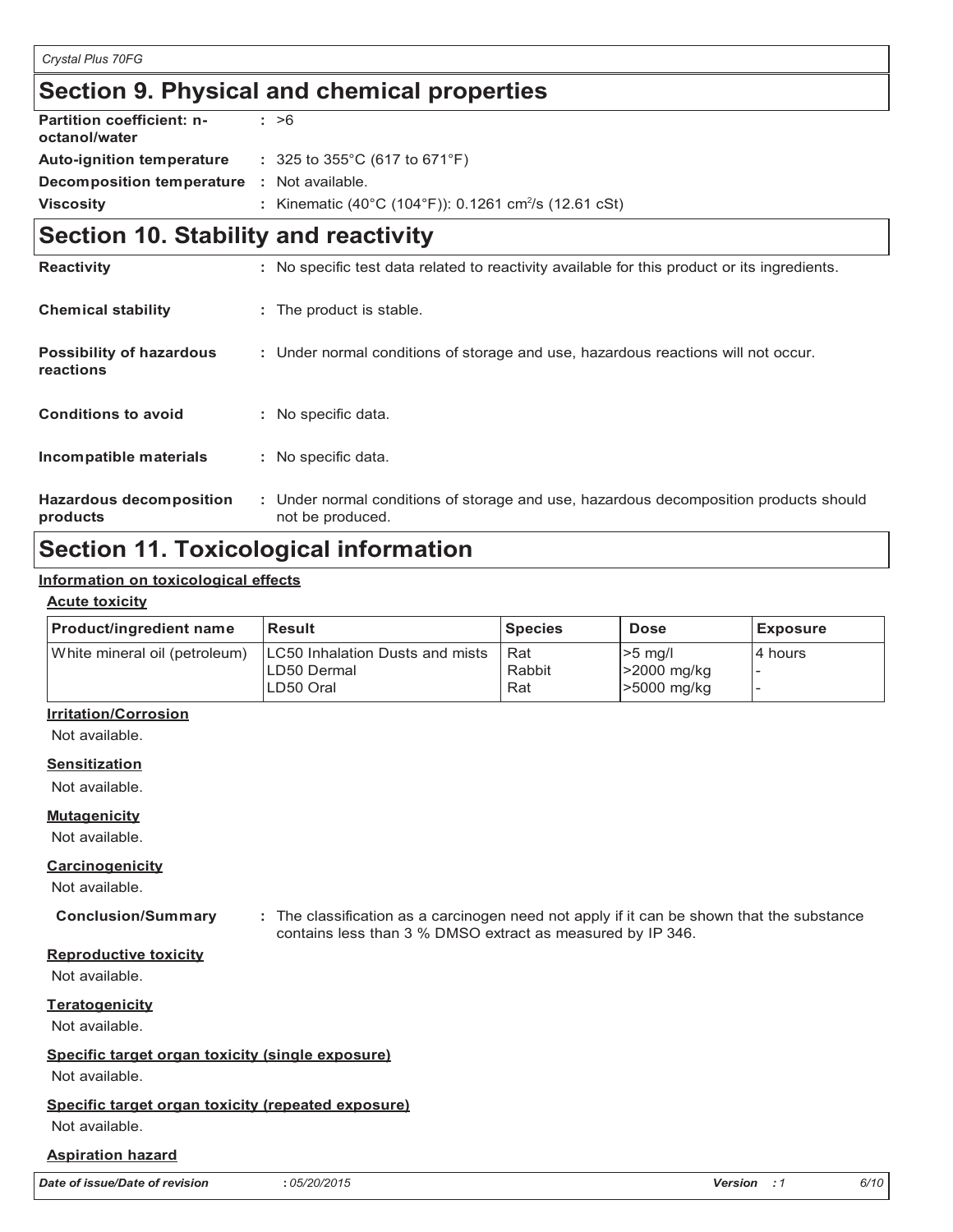## Section 9. Physical and chemical properties

**Partition coefficient: n-octanol/water** : >6

**Auto-ignition temperature** : 325 to 355°C (617 to 671°F)

**Decomposition temperature** : Not available.

**Viscosity** : Kinematic (40°C (104°F)): 0.1261 $cm^2/s$ (12.61 cSt)

## Section 10. Stability and reactivity

**Reactivity** : No specific test data related to reactivity available for this product or its ingredients.

**Chemical stability** : The product is stable.

**Possibility of hazardous reactions** : Under normal conditions of storage and use, hazardous reactions will not occur.

**Conditions to avoid** : No specific data.

**Incompatible materials** : No specific data.

**Hazardous decomposition products** : Under normal conditions of storage and use, hazardous decomposition products should not be produced.

## Section 11. Toxicological information

### Information on toxicological effects

#### Acute toxicity

| Product/ingredient name | Result | Species | Dose | Exposure |
|---|---|---|---|---|
| White mineral oil (petroleum) | LC50 Inhalation Dusts and mists<br>LD50 Dermal<br>LD50 Oral | Rat<br>Rabbit<br>Rat | >5 mg/l<br>>2000 mg/kg<br>>5000 mg/kg | 4 hours<br>-<br>- |

#### Irritation/Corrosion

Not available.

#### Sensitization

Not available.

#### Mutagenicity

Not available.

#### Carcinogenicity

Not available.

**Conclusion/Summary** : The classification as a carcinogen need not apply if it can be shown that the substance contains less than 3 % DMSO extract as measured by IP 346.

#### Reproductive toxicity

Not available.

#### Teratogenicity

Not available.

#### Specific target organ toxicity (single exposure)

Not available.

#### Specific target organ toxicity (repeated exposure)

Not available.

#### Aspiration hazard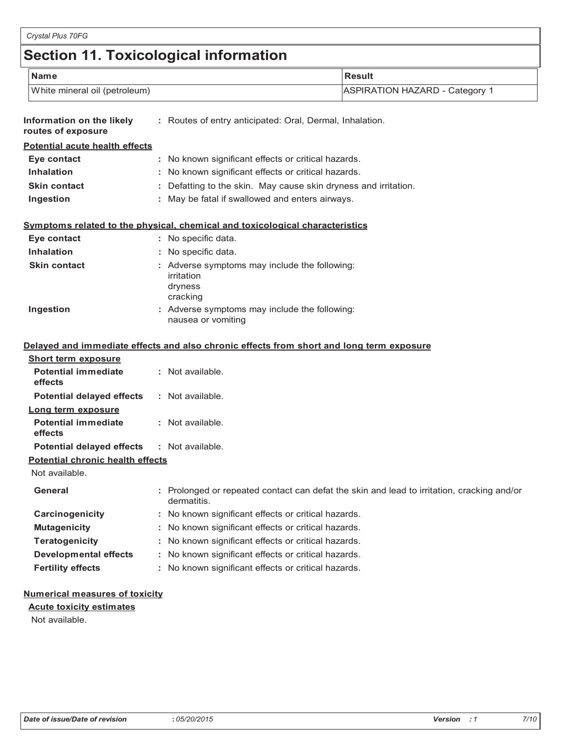# Section 11. Toxicological information

| Name | Result |
| --- | --- |
| White mineral oil (petroleum) | ASPIRATION HAZARD - Category 1 |

**Information on the likely routes of exposure** : Routes of entry anticipated: Oral, Dermal, Inhalation.

**Potential acute health effects**

**Eye contact** : No known significant effects or critical hazards.

**Inhalation** : No known significant effects or critical hazards.

**Skin contact** : Defatting to the skin. May cause skin dryness and irritation.

**Ingestion** : May be fatal if swallowed and enters airways.

**Symptoms related to the physical, chemical and toxicological characteristics**

**Eye contact** : No specific data.

**Inhalation** : No specific data.

**Skin contact** : Adverse symptoms may include the following:
irritation
dryness
cracking

**Ingestion** : Adverse symptoms may include the following:
nausea or vomiting

**Delayed and immediate effects and also chronic effects from short and long term exposure**

**Short term exposure**

**Potential immediate effects** : Not available.

**Potential delayed effects** : Not available.

**Long term exposure**

**Potential immediate effects** : Not available.

**Potential delayed effects** : Not available.

**Potential chronic health effects**

Not available.

**General** : Prolonged or repeated contact can defat the skin and lead to irritation, cracking and/or dermatitis.

**Carcinogenicity** : No known significant effects or critical hazards.

**Mutagenicity** : No known significant effects or critical hazards.

**Teratogenicity** : No known significant effects or critical hazards.

**Developmental effects** : No known significant effects or critical hazards.

**Fertility effects** : No known significant effects or critical hazards.

**Numerical measures of toxicity**

**Acute toxicity estimates**

Not available.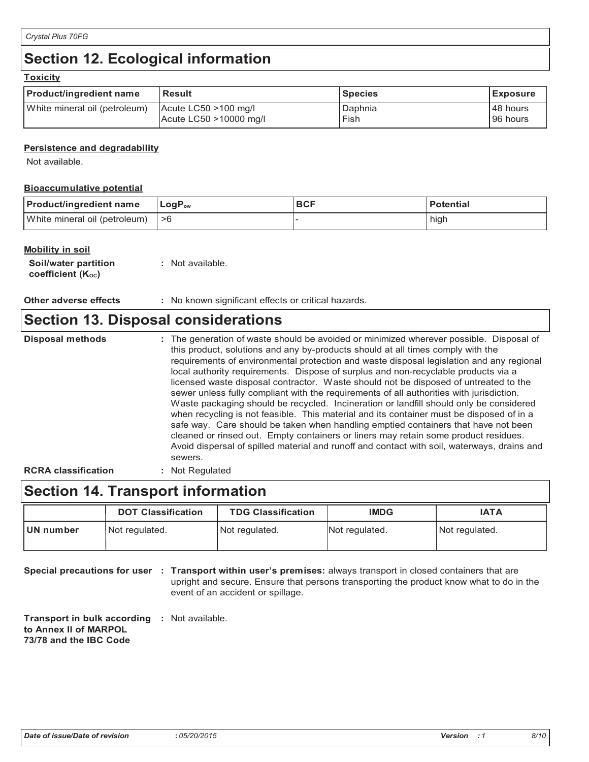## Section 12. Ecological information

**Toxicity**

| Product/ingredient name | Result | Species | Exposure |
|---|---|---|---|
| White mineral oil (petroleum) | Acute LC50 >100 mg/l<br>Acute LC50 >10000 mg/l | Daphnia<br>Fish | 48 hours<br>96 hours |

**Persistence and degradability**

Not available.

**Bioaccumulative potential**

| Product/ingredient name | $LogP_{ow}$ | BCF | Potential |
|---|---|---|---|
| White mineral oil (petroleum) | >6 | - | high |

**Mobility in soil**

**Soil/water partition coefficient ($K_{oc}$)** : Not available.

**Other adverse effects** : No known significant effects or critical hazards.

## Section 13. Disposal considerations

**Disposal methods** : The generation of waste should be avoided or minimized wherever possible. Disposal of this product, solutions and any by-products should at all times comply with the requirements of environmental protection and waste disposal legislation and any regional local authority requirements. Dispose of surplus and non-recyclable products via a licensed waste disposal contractor. Waste should not be disposed of untreated to the sewer unless fully compliant with the requirements of all authorities with jurisdiction. Waste packaging should be recycled. Incineration or landfill should only be considered when recycling is not feasible. This material and its container must be disposed of in a safe way. Care should be taken when handling emptied containers that have not been cleaned or rinsed out. Empty containers or liners may retain some product residues. Avoid dispersal of spilled material and runoff and contact with soil, waterways, drains and sewers.

**RCRA classification** : Not Regulated

## Section 14. Transport information

| | DOT Classification | TDG Classification | IMDG | IATA |
|---|---|---|---|---|
| **UN number** | Not regulated. | Not regulated. | Not regulated. | Not regulated. |

**Special precautions for user** : **Transport within user's premises:** always transport in closed containers that are upright and secure. Ensure that persons transporting the product know what to do in the event of an accident or spillage.

**Transport in bulk according to Annex II of MARPOL 73/78 and the IBC Code** : Not available.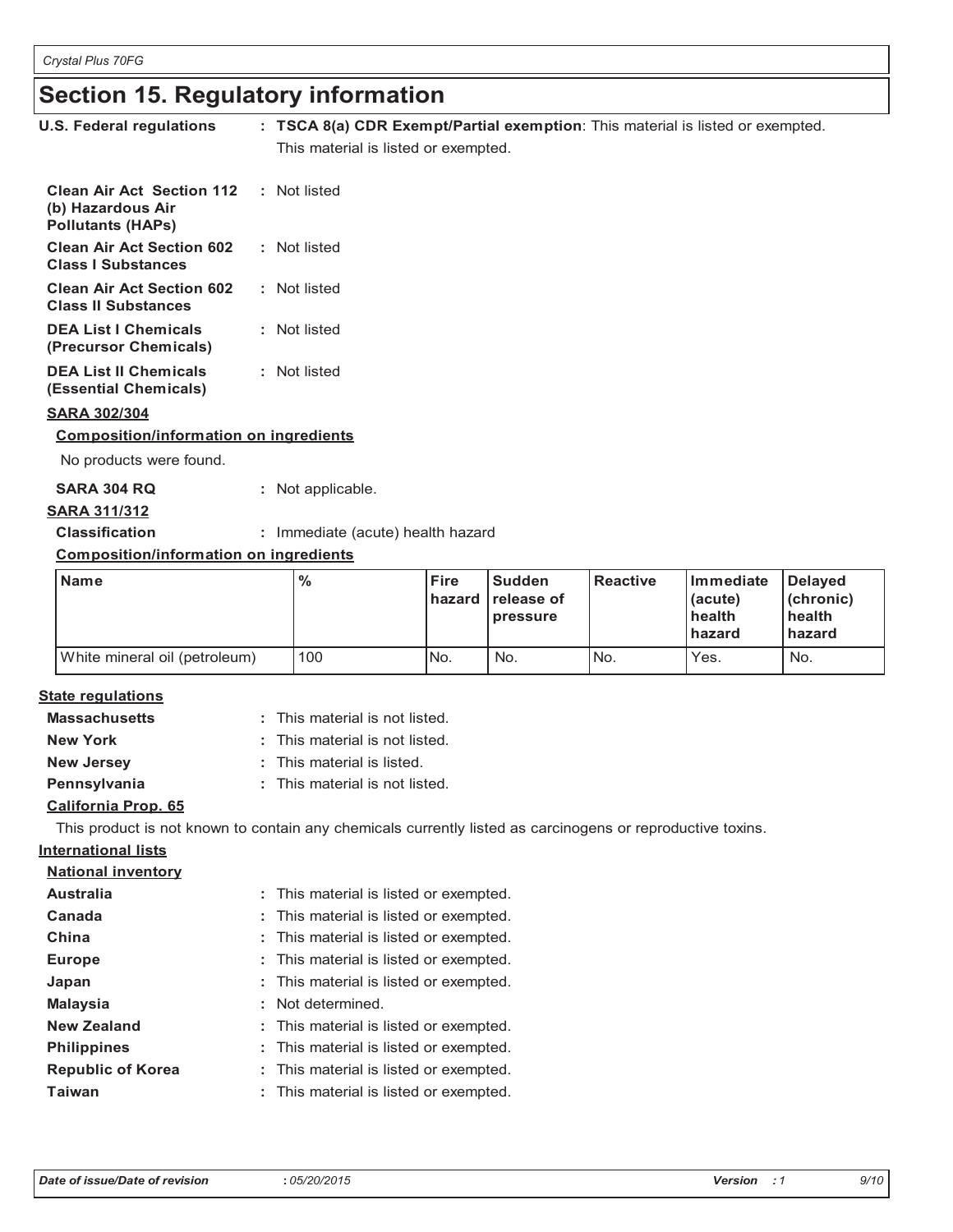# Section 15. Regulatory information

**U.S. Federal regulations** : **TSCA 8(a) CDR Exempt/Partial exemption**: This material is listed or exempted.
This material is listed or exempted.

**Clean Air Act Section 112 (b) Hazardous Air Pollutants (HAPs)** : Not listed

**Clean Air Act Section 602 Class I Substances** : Not listed

**Clean Air Act Section 602 Class II Substances** : Not listed

**DEA List I Chemicals (Precursor Chemicals)** : Not listed

**DEA List II Chemicals (Essential Chemicals)** : Not listed

**SARA 302/304**

**Composition/information on ingredients**

No products were found.

**SARA 304 RQ** : Not applicable.

**SARA 311/312**

**Classification** : Immediate (acute) health hazard

**Composition/information on ingredients**

| Name | % | Fire hazard | Sudden release of pressure | Reactive | Immediate (acute) health hazard | Delayed (chronic) health hazard |
|---|---|---|---|---|---|---|
| White mineral oil (petroleum) | 100 | No. | No. | No. | Yes. | No. |

**State regulations**

**Massachusetts** : This material is not listed.

**New York** : This material is not listed.

**New Jersey** : This material is listed.

**Pennsylvania** : This material is not listed.

**California Prop. 65**

This product is not known to contain any chemicals currently listed as carcinogens or reproductive toxins.

**International lists**

**National inventory**

**Australia** : This material is listed or exempted.

**Canada** : This material is listed or exempted.

**China** : This material is listed or exempted.

**Europe** : This material is listed or exempted.

**Japan** : This material is listed or exempted.

**Malaysia** : Not determined.

**New Zealand** : This material is listed or exempted.

**Philippines** : This material is listed or exempted.

**Republic of Korea** : This material is listed or exempted.

**Taiwan** : This material is listed or exempted.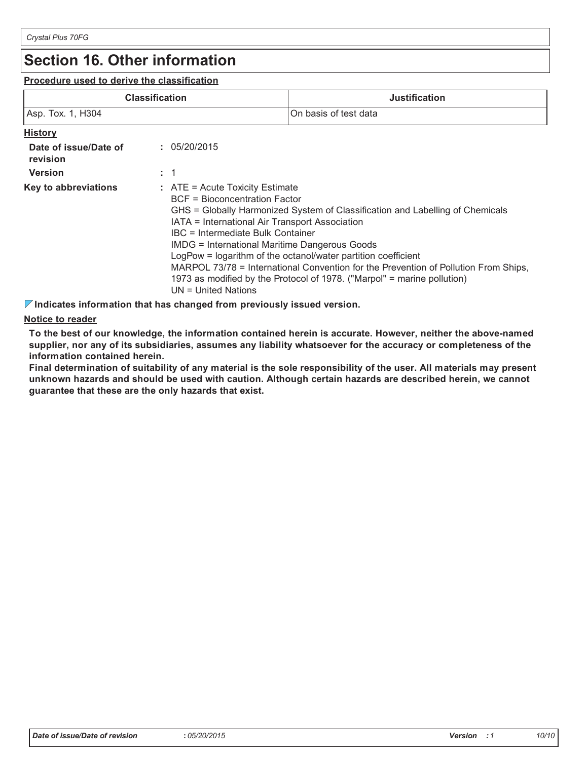# Section 16. Other information

**Procedure used to derive the classification**

| Classification | Justification |
|---|---|
| Asp. Tox. 1, H304 | On basis of test data |

**History**

**Date of issue/Date of revision** : 05/20/2015

**Version** : 1

**Key to abbreviations** : ATE = Acute Toxicity Estimate
BCF = Bioconcentration Factor
GHS = Globally Harmonized System of Classification and Labelling of Chemicals
IATA = International Air Transport Association
IBC = Intermediate Bulk Container
IMDG = International Maritime Dangerous Goods
LogPow = logarithm of the octanol/water partition coefficient
MARPOL 73/78 = International Convention for the Prevention of Pollution From Ships, 1973 as modified by the Protocol of 1978. ("Marpol" = marine pollution)
UN = United Nations

**Indicates information that has changed from previously issued version.**

**Notice to reader**

**To the best of our knowledge, the information contained herein is accurate. However, neither the above-named supplier, nor any of its subsidiaries, assumes any liability whatsoever for the accuracy or completeness of the information contained herein.**

**Final determination of suitability of any material is the sole responsibility of the user. All materials may present unknown hazards and should be used with caution. Although certain hazards are described herein, we cannot guarantee that these are the only hazards that exist.**